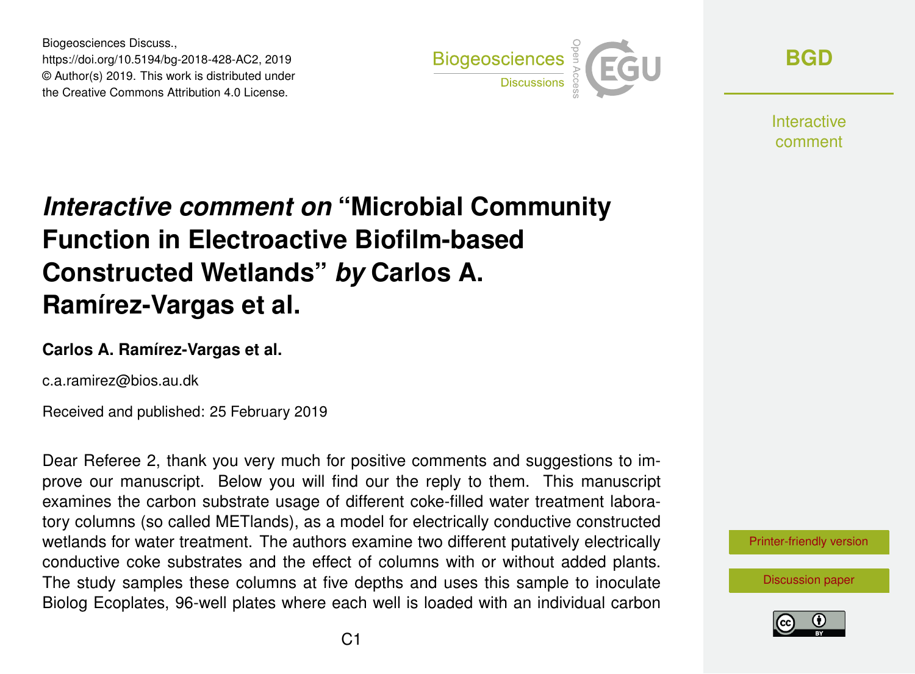Biogeosciences Discuss.,
https://doi.org/10.5194/bg-2018-428-AC2, 2019
© Author(s) 2019. This work is distributed under
the Creative Commons Attribution 4.0 License.

# *Interactive comment on* "Microbial Community Function in Electroactive Biofilm-based Constructed Wetlands" *by* Carlos A. Ramírez-Vargas et al.

**Carlos A. Ramírez-Vargas et al.**

c.a.ramirez@bios.au.dk

Received and published: 25 February 2019

Dear Referee 2, thank you very much for positive comments and suggestions to improve our manuscript. Below you will find our the reply to them. This manuscript examines the carbon substrate usage of different coke-filled water treatment laboratory columns (so called METlands), as a model for electrically conductive constructed wetlands for water treatment. The authors examine two different putatively electrically conductive coke substrates and the effect of columns with or without added plants. The study samples these columns at five depths and uses this sample to inoculate Biolog Ecoplates, 96-well plates where each well is loaded with an individual carbon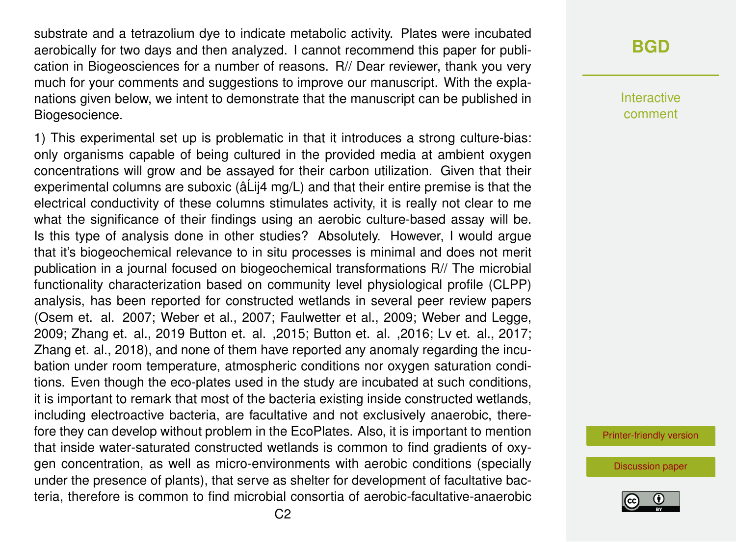substrate and a tetrazolium dye to indicate metabolic activity. Plates were incubated aerobically for two days and then analyzed. I cannot recommend this paper for publication in Biogeosciences for a number of reasons. R// Dear reviewer, thank you very much for your comments and suggestions to improve our manuscript. With the explanations given below, we intent to demonstrate that the manuscript can be published in Biogesocience.

1) This experimental set up is problematic in that it introduces a strong culture-bias: only organisms capable of being cultured in the provided media at ambient oxygen concentrations will grow and be assayed for their carbon utilization. Given that their experimental columns are suboxic (âĹij4 mg/L) and that their entire premise is that the electrical conductivity of these columns stimulates activity, it is really not clear to me what the significance of their findings using an aerobic culture-based assay will be. Is this type of analysis done in other studies? Absolutely. However, I would argue that it's biogeochemical relevance to in situ processes is minimal and does not merit publication in a journal focused on biogeochemical transformations R// The microbial functionality characterization based on community level physiological profile (CLPP) analysis, has been reported for constructed wetlands in several peer review papers (Osem et. al. 2007; Weber et al., 2007; Faulwetter et al., 2009; Weber and Legge, 2009; Zhang et. al., 2019 Button et. al. ,2015; Button et. al. ,2016; Lv et. al., 2017; Zhang et. al., 2018), and none of them have reported any anomaly regarding the incubation under room temperature, atmospheric conditions nor oxygen saturation conditions. Even though the eco-plates used in the study are incubated at such conditions, it is important to remark that most of the bacteria existing inside constructed wetlands, including electroactive bacteria, are facultative and not exclusively anaerobic, therefore they can develop without problem in the EcoPlates. Also, it is important to mention that inside water-saturated constructed wetlands is common to find gradients of oxygen concentration, as well as micro-environments with aerobic conditions (specially under the presence of plants), that serve as shelter for development of facultative bacteria, therefore is common to find microbial consortia of aerobic-facultative-anaerobic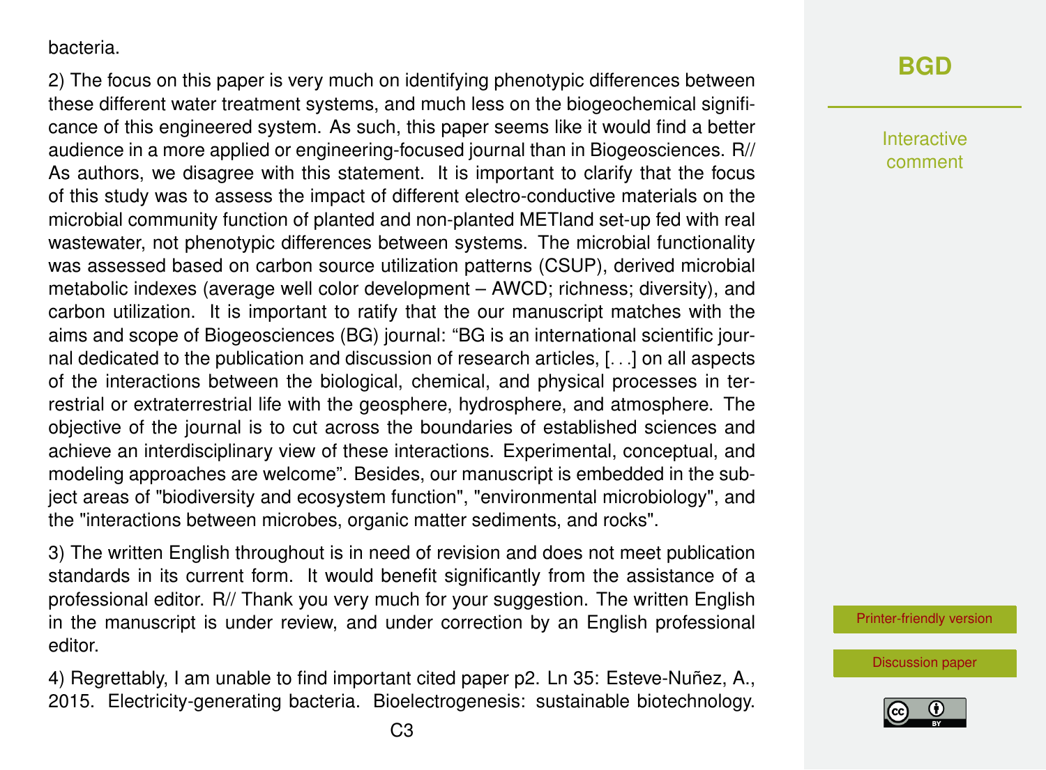bacteria.

2) The focus on this paper is very much on identifying phenotypic differences between these different water treatment systems, and much less on the biogeochemical significance of this engineered system. As such, this paper seems like it would find a better audience in a more applied or engineering-focused journal than in Biogeosciences. R// As authors, we disagree with this statement. It is important to clarify that the focus of this study was to assess the impact of different electro-conductive materials on the microbial community function of planted and non-planted METland set-up fed with real wastewater, not phenotypic differences between systems. The microbial functionality was assessed based on carbon source utilization patterns (CSUP), derived microbial metabolic indexes (average well color development – AWCD; richness; diversity), and carbon utilization. It is important to ratify that the our manuscript matches with the aims and scope of Biogeosciences (BG) journal: "BG is an international scientific journal dedicated to the publication and discussion of research articles, [. . .] on all aspects of the interactions between the biological, chemical, and physical processes in terrestrial or extraterrestrial life with the geosphere, hydrosphere, and atmosphere. The objective of the journal is to cut across the boundaries of established sciences and achieve an interdisciplinary view of these interactions. Experimental, conceptual, and modeling approaches are welcome". Besides, our manuscript is embedded in the subject areas of "biodiversity and ecosystem function", "environmental microbiology", and the "interactions between microbes, organic matter sediments, and rocks".

3) The written English throughout is in need of revision and does not meet publication standards in its current form. It would benefit significantly from the assistance of a professional editor. R// Thank you very much for your suggestion. The written English in the manuscript is under review, and under correction by an English professional editor.

4) Regrettably, I am unable to find important cited paper p2. Ln 35: Esteve-Nuñez, A., 2015. Electricity-generating bacteria. Bioelectrogenesis: sustainable biotechnology.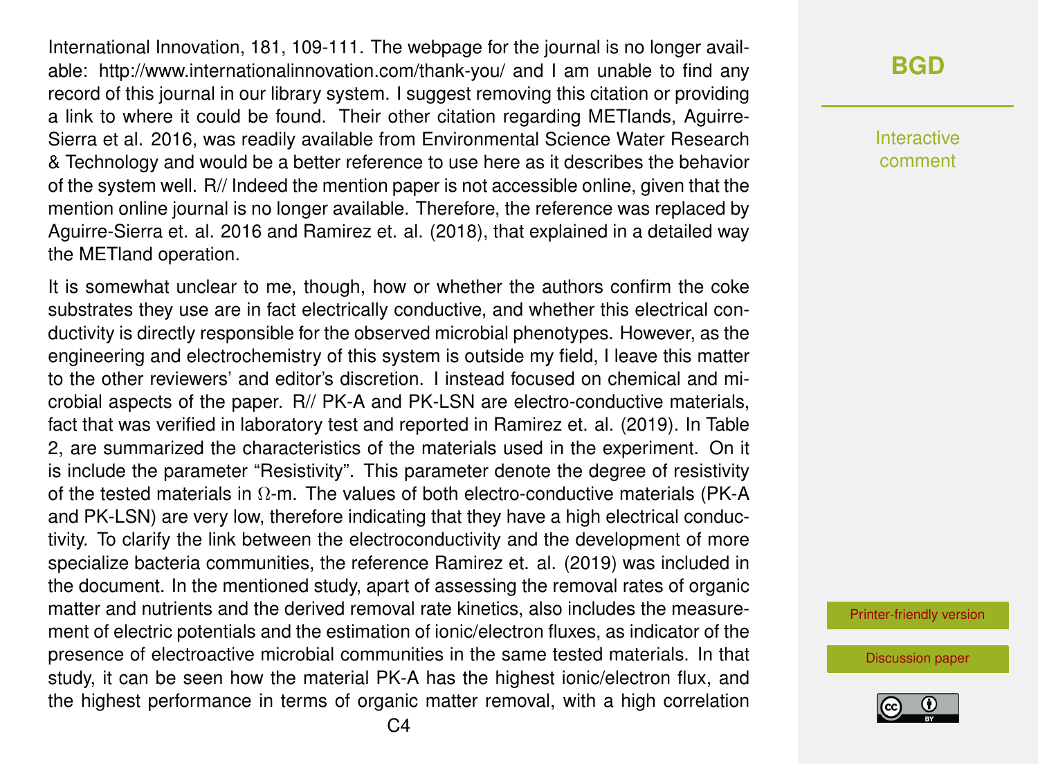International Innovation, 181, 109-111. The webpage for the journal is no longer available: http://www.internationalinnovation.com/thank-you/ and I am unable to find any record of this journal in our library system. I suggest removing this citation or providing a link to where it could be found. Their other citation regarding METlands, Aguirre-Sierra et al. 2016, was readily available from Environmental Science Water Research & Technology and would be a better reference to use here as it describes the behavior of the system well. R// Indeed the mention paper is not accessible online, given that the mention online journal is no longer available. Therefore, the reference was replaced by Aguirre-Sierra et. al. 2016 and Ramirez et. al. (2018), that explained in a detailed way the METland operation.

It is somewhat unclear to me, though, how or whether the authors confirm the coke substrates they use are in fact electrically conductive, and whether this electrical conductivity is directly responsible for the observed microbial phenotypes. However, as the engineering and electrochemistry of this system is outside my field, I leave this matter to the other reviewers' and editor's discretion. I instead focused on chemical and microbial aspects of the paper. R// PK-A and PK-LSN are electro-conductive materials, fact that was verified in laboratory test and reported in Ramirez et. al. (2019). In Table 2, are summarized the characteristics of the materials used in the experiment. On it is include the parameter "Resistivity". This parameter denote the degree of resistivity of the tested materials in $\Omega$-m. The values of both electro-conductive materials (PK-A and PK-LSN) are very low, therefore indicating that they have a high electrical conductivity. To clarify the link between the electroconductivity and the development of more specialize bacteria communities, the reference Ramirez et. al. (2019) was included in the document. In the mentioned study, apart of assessing the removal rates of organic matter and nutrients and the derived removal rate kinetics, also includes the measurement of electric potentials and the estimation of ionic/electron fluxes, as indicator of the presence of electroactive microbial communities in the same tested materials. In that study, it can be seen how the material PK-A has the highest ionic/electron flux, and the highest performance in terms of organic matter removal, with a high correlation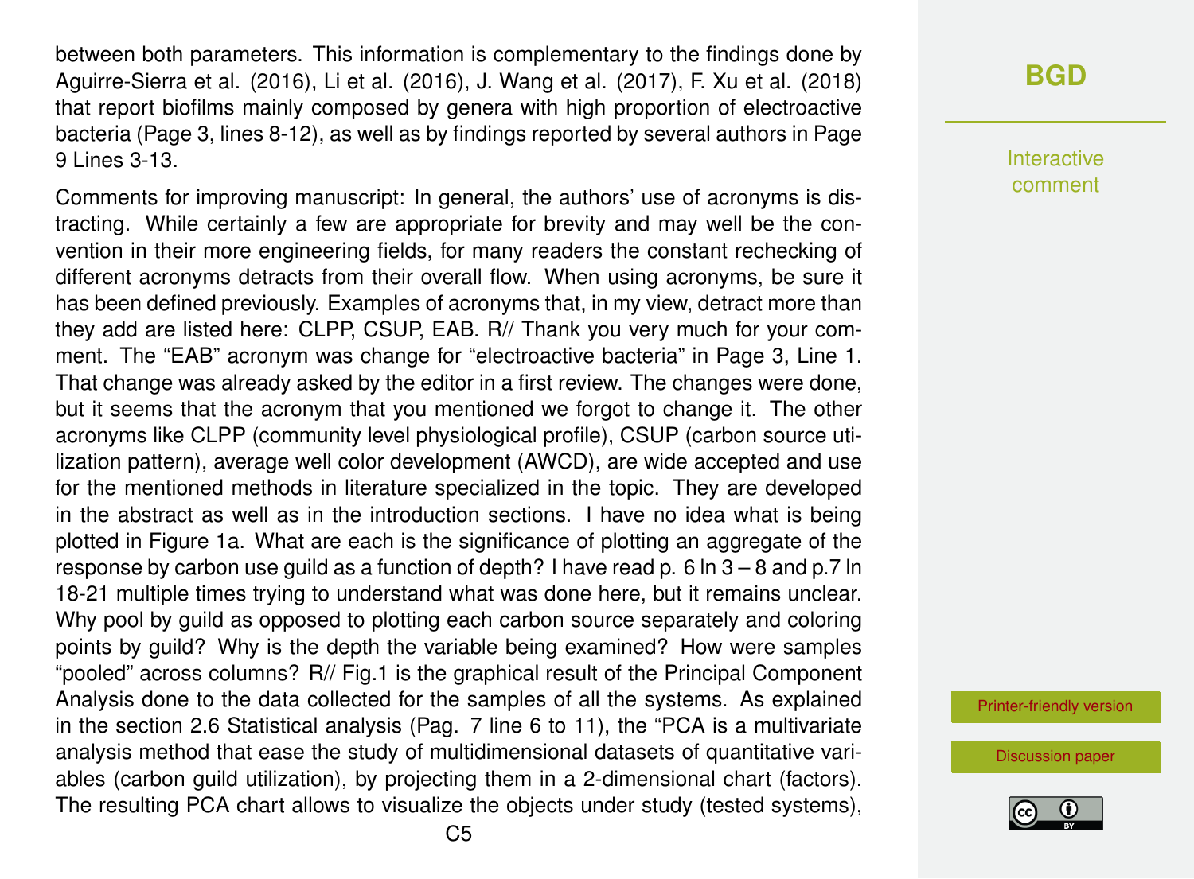between both parameters. This information is complementary to the findings done by Aguirre-Sierra et al. (2016), Li et al. (2016), J. Wang et al. (2017), F. Xu et al. (2018) that report biofilms mainly composed by genera with high proportion of electroactive bacteria (Page 3, lines 8-12), as well as by findings reported by several authors in Page 9 Lines 3-13.

Comments for improving manuscript: In general, the authors' use of acronyms is distracting. While certainly a few are appropriate for brevity and may well be the convention in their more engineering fields, for many readers the constant rechecking of different acronyms detracts from their overall flow. When using acronyms, be sure it has been defined previously. Examples of acronyms that, in my view, detract more than they add are listed here: CLPP, CSUP, EAB. R// Thank you very much for your comment. The "EAB" acronym was change for "electroactive bacteria" in Page 3, Line 1. That change was already asked by the editor in a first review. The changes were done, but it seems that the acronym that you mentioned we forgot to change it. The other acronyms like CLPP (community level physiological profile), CSUP (carbon source utilization pattern), average well color development (AWCD), are wide accepted and use for the mentioned methods in literature specialized in the topic. They are developed in the abstract as well as in the introduction sections. I have no idea what is being plotted in Figure 1a. What are each is the significance of plotting an aggregate of the response by carbon use guild as a function of depth? I have read p. 6 ln 3 – 8 and p.7 ln 18-21 multiple times trying to understand what was done here, but it remains unclear. Why pool by guild as opposed to plotting each carbon source separately and coloring points by guild? Why is the depth the variable being examined? How were samples "pooled" across columns? R// Fig.1 is the graphical result of the Principal Component Analysis done to the data collected for the samples of all the systems. As explained in the section 2.6 Statistical analysis (Pag. 7 line 6 to 11), the "PCA is a multivariate analysis method that ease the study of multidimensional datasets of quantitative variables (carbon guild utilization), by projecting them in a 2-dimensional chart (factors). The resulting PCA chart allows to visualize the objects under study (tested systems),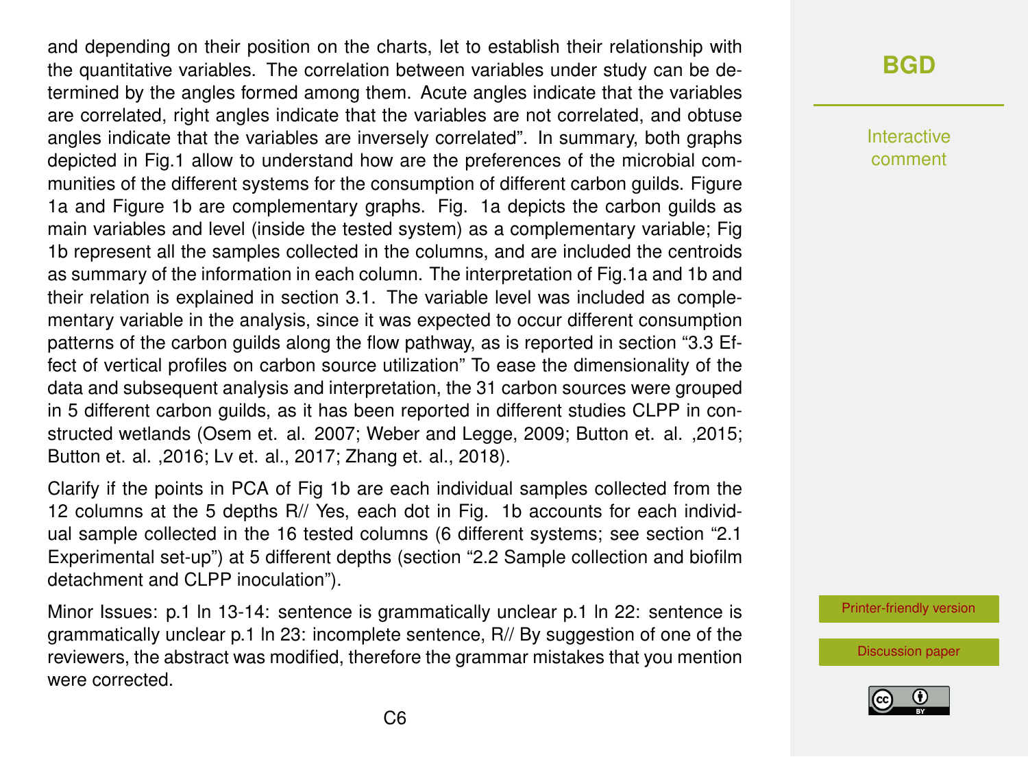and depending on their position on the charts, let to establish their relationship with the quantitative variables. The correlation between variables under study can be determined by the angles formed among them. Acute angles indicate that the variables are correlated, right angles indicate that the variables are not correlated, and obtuse angles indicate that the variables are inversely correlated". In summary, both graphs depicted in Fig.1 allow to understand how are the preferences of the microbial communities of the different systems for the consumption of different carbon guilds. Figure 1a and Figure 1b are complementary graphs. Fig. 1a depicts the carbon guilds as main variables and level (inside the tested system) as a complementary variable; Fig 1b represent all the samples collected in the columns, and are included the centroids as summary of the information in each column. The interpretation of Fig.1a and 1b and their relation is explained in section 3.1. The variable level was included as complementary variable in the analysis, since it was expected to occur different consumption patterns of the carbon guilds along the flow pathway, as is reported in section "3.3 Effect of vertical profiles on carbon source utilization" To ease the dimensionality of the data and subsequent analysis and interpretation, the 31 carbon sources were grouped in 5 different carbon guilds, as it has been reported in different studies CLPP in constructed wetlands (Osem et. al. 2007; Weber and Legge, 2009; Button et. al. ,2015; Button et. al. ,2016; Lv et. al., 2017; Zhang et. al., 2018).

Clarify if the points in PCA of Fig 1b are each individual samples collected from the 12 columns at the 5 depths R// Yes, each dot in Fig. 1b accounts for each individual sample collected in the 16 tested columns (6 different systems; see section "2.1 Experimental set-up") at 5 different depths (section "2.2 Sample collection and biofilm detachment and CLPP inoculation").

Minor Issues: p.1 ln 13-14: sentence is grammatically unclear p.1 ln 22: sentence is grammatically unclear p.1 ln 23: incomplete sentence, R// By suggestion of one of the reviewers, the abstract was modified, therefore the grammar mistakes that you mention were corrected.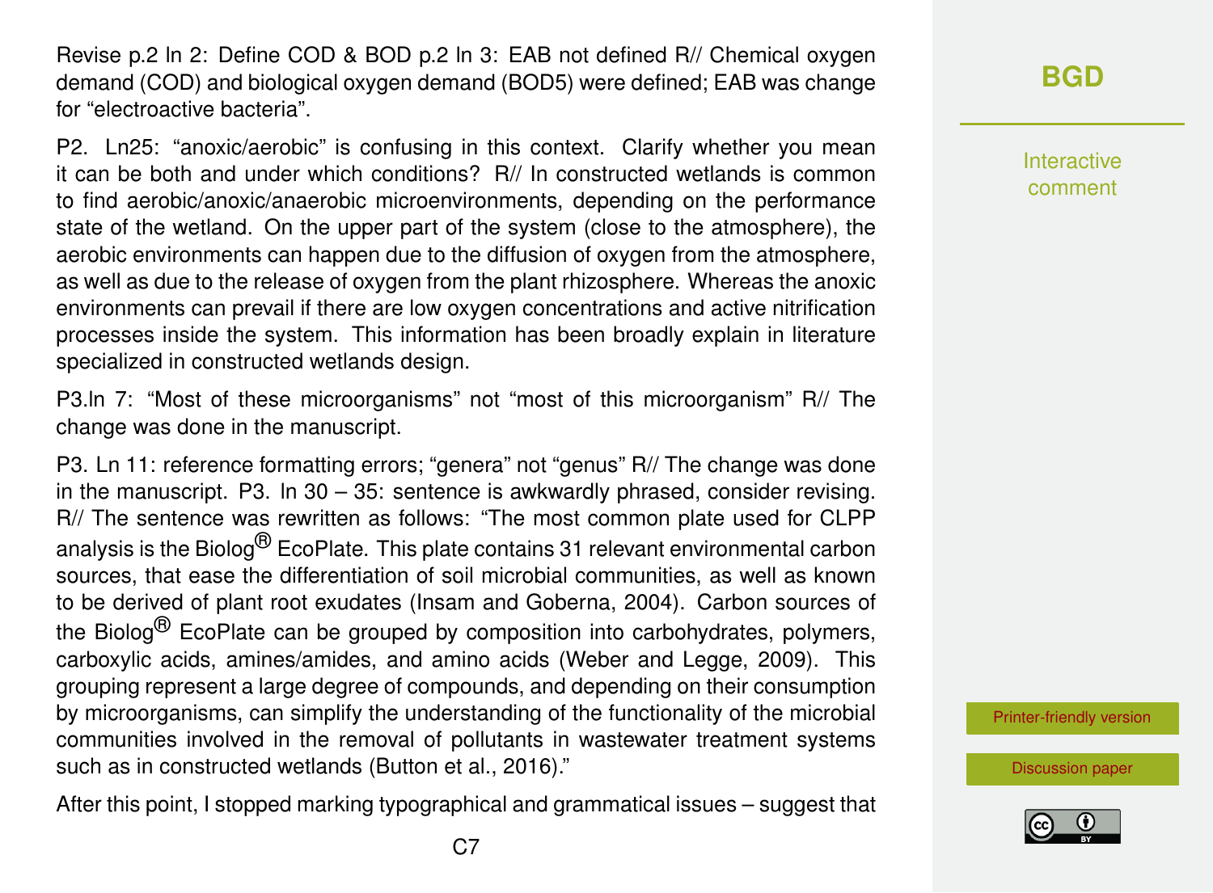Revise p.2 ln 2: Define COD & BOD p.2 ln 3: EAB not defined R// Chemical oxygen demand (COD) and biological oxygen demand ($BOD_5$) were defined; EAB was change for "electroactive bacteria".

P2. Ln25: "anoxic/aerobic" is confusing in this context. Clarify whether you mean it can be both and under which conditions? R// In constructed wetlands is common to find aerobic/anoxic/anaerobic microenvironments, depending on the performance state of the wetland. On the upper part of the system (close to the atmosphere), the aerobic environments can happen due to the diffusion of oxygen from the atmosphere, as well as due to the release of oxygen from the plant rhizosphere. Whereas the anoxic environments can prevail if there are low oxygen concentrations and active nitrification processes inside the system. This information has been broadly explain in literature specialized in constructed wetlands design.

P3.ln 7: "Most of these microorganisms" not "most of this microorganism" R// The change was done in the manuscript.

P3. Ln 11: reference formatting errors; "genera" not "genus" R// The change was done in the manuscript. P3. ln 30 – 35: sentence is awkwardly phrased, consider revising. R// The sentence was rewritten as follows: "The most common plate used for CLPP analysis is the Biolog® EcoPlate. This plate contains 31 relevant environmental carbon sources, that ease the differentiation of soil microbial communities, as well as known to be derived of plant root exudates (Insam and Goberna, 2004). Carbon sources of the Biolog® EcoPlate can be grouped by composition into carbohydrates, polymers, carboxylic acids, amines/amides, and amino acids (Weber and Legge, 2009). This grouping represent a large degree of compounds, and depending on their consumption by microorganisms, can simplify the understanding of the functionality of the microbial communities involved in the removal of pollutants in wastewater treatment systems such as in constructed wetlands (Button et al., 2016)."

After this point, I stopped marking typographical and grammatical issues – suggest that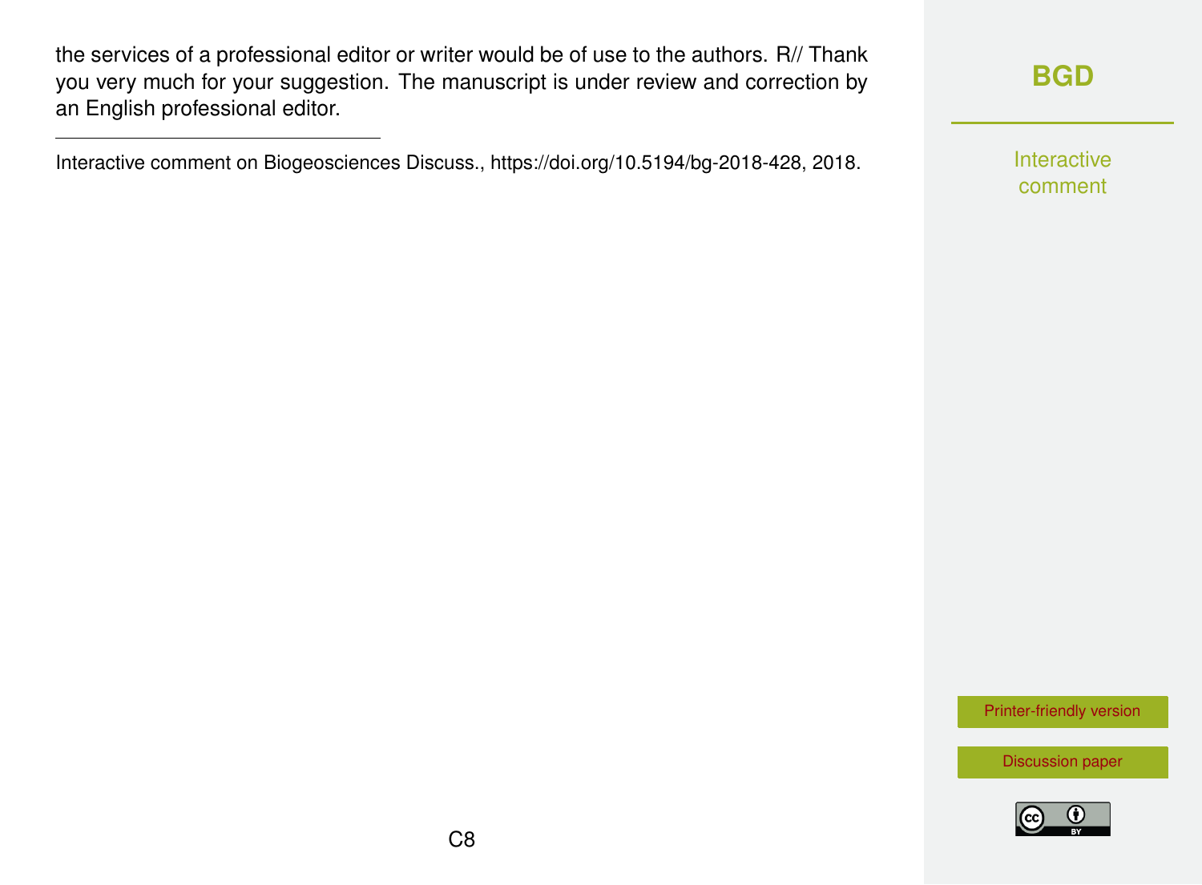the services of a professional editor or writer would be of use to the authors. R// Thank you very much for your suggestion. The manuscript is under review and correction by an English professional editor.

---

Interactive comment on Biogeosciences Discuss., https://doi.org/10.5194/bg-2018-428, 2018.